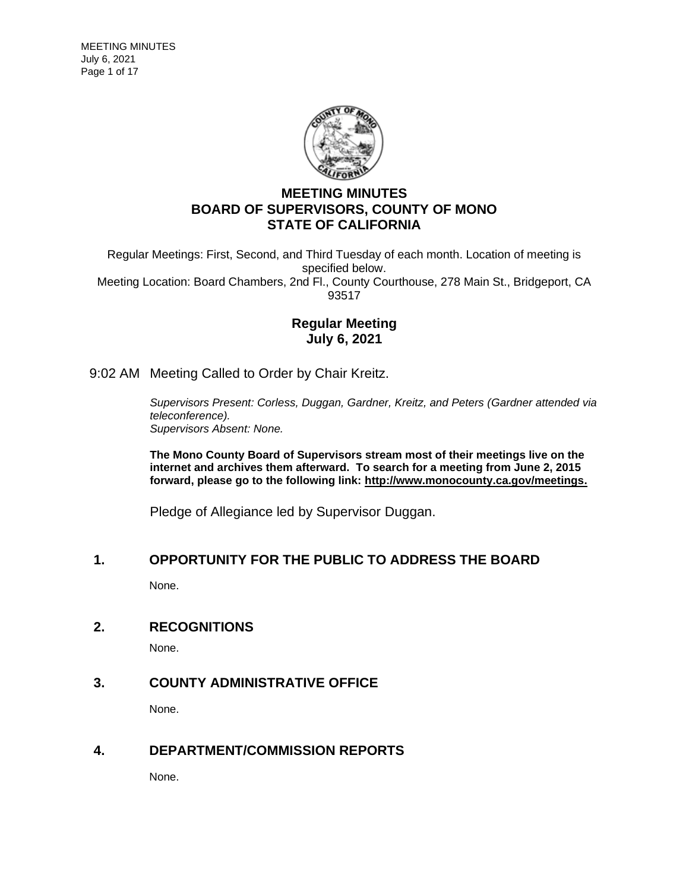# MEETING MINUTES
# BOARD OF SUPERVISORS, COUNTY OF MONO
# STATE OF CALIFORNIA

Regular Meetings: First, Second, and Third Tuesday of each month. Location of meeting is specified below.
Meeting Location: Board Chambers, 2nd Fl., County Courthouse, 278 Main St., Bridgeport, CA 93517

## Regular Meeting
## July 6, 2021

9:02 AM Meeting Called to Order by Chair Kreitz.

*Supervisors Present: Corless, Duggan, Gardner, Kreitz, and Peters (Gardner attended via teleconference).*
*Supervisors Absent: None.*

**The Mono County Board of Supervisors stream most of their meetings live on the internet and archives them afterward. To search for a meeting from June 2, 2015 forward, please go to the following link: http://www.monocounty.ca.gov/meetings.**

Pledge of Allegiance led by Supervisor Duggan.

## 1. OPPORTUNITY FOR THE PUBLIC TO ADDRESS THE BOARD

None.

## 2. RECOGNITIONS

None.

## 3. COUNTY ADMINISTRATIVE OFFICE

None.

## 4. DEPARTMENT/COMMISSION REPORTS

None.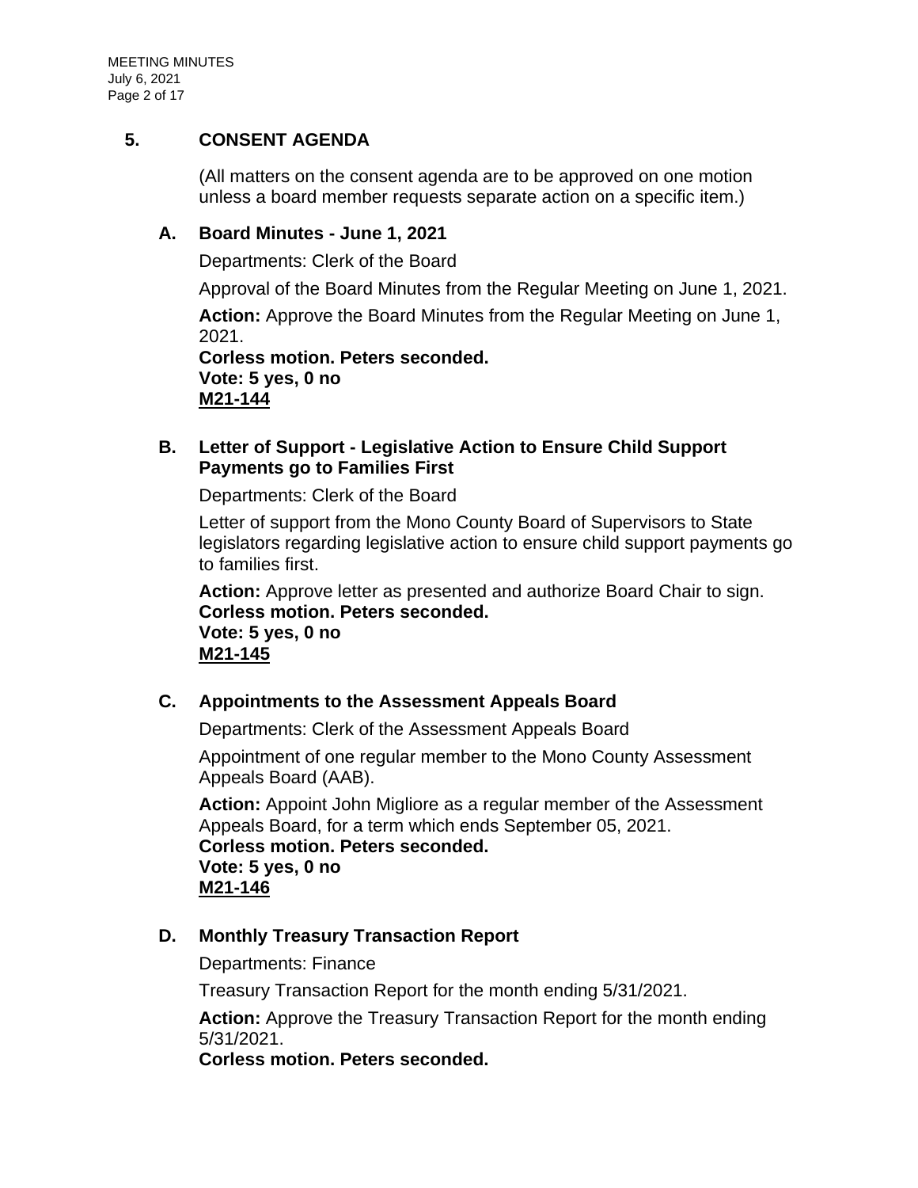## 5. CONSENT AGENDA

(All matters on the consent agenda are to be approved on one motion unless a board member requests separate action on a specific item.)

### A. Board Minutes - June 1, 2021

Departments: Clerk of the Board

Approval of the Board Minutes from the Regular Meeting on June 1, 2021.

**Action:** Approve the Board Minutes from the Regular Meeting on June 1, 2021.
**Corless motion. Peters seconded.**
**Vote: 5 yes, 0 no**
**M21-144**

### B. Letter of Support - Legislative Action to Ensure Child Support Payments go to Families First

Departments: Clerk of the Board

Letter of support from the Mono County Board of Supervisors to State legislators regarding legislative action to ensure child support payments go to families first.

**Action:** Approve letter as presented and authorize Board Chair to sign.
**Corless motion. Peters seconded.**
**Vote: 5 yes, 0 no**
**M21-145**

### C. Appointments to the Assessment Appeals Board

Departments: Clerk of the Assessment Appeals Board

Appointment of one regular member to the Mono County Assessment Appeals Board (AAB).

**Action:** Appoint John Migliore as a regular member of the Assessment Appeals Board, for a term which ends September 05, 2021.
**Corless motion. Peters seconded.**
**Vote: 5 yes, 0 no**
**M21-146**

### D. Monthly Treasury Transaction Report

Departments: Finance

Treasury Transaction Report for the month ending 5/31/2021.

**Action:** Approve the Treasury Transaction Report for the month ending 5/31/2021.
**Corless motion. Peters seconded.**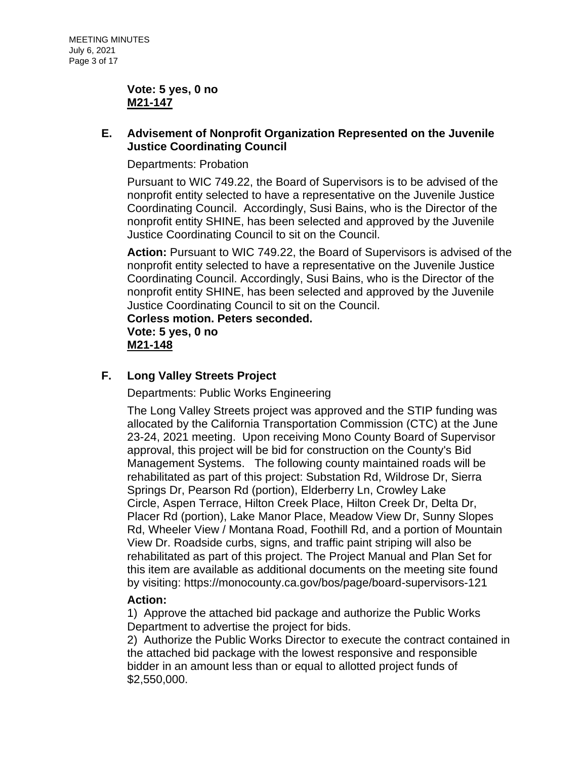**Vote: 5 yes, 0 no**
**<u>M21-147</u>**

### E. Advisement of Nonprofit Organization Represented on the Juvenile Justice Coordinating Council

Departments: Probation

Pursuant to WIC 749.22, the Board of Supervisors is to be advised of the nonprofit entity selected to have a representative on the Juvenile Justice Coordinating Council. Accordingly, Susi Bains, who is the Director of the nonprofit entity SHINE, has been selected and approved by the Juvenile Justice Coordinating Council to sit on the Council.

**Action:** Pursuant to WIC 749.22, the Board of Supervisors is advised of the nonprofit entity selected to have a representative on the Juvenile Justice Coordinating Council. Accordingly, Susi Bains, who is the Director of the nonprofit entity SHINE, has been selected and approved by the Juvenile Justice Coordinating Council to sit on the Council.
**Corless motion. Peters seconded.**
**Vote: 5 yes, 0 no**
**<u>M21-148</u>**

### F. Long Valley Streets Project

Departments: Public Works Engineering

The Long Valley Streets project was approved and the STIP funding was allocated by the California Transportation Commission (CTC) at the June 23-24, 2021 meeting. Upon receiving Mono County Board of Supervisor approval, this project will be bid for construction on the County's Bid Management Systems. The following county maintained roads will be rehabilitated as part of this project: Substation Rd, Wildrose Dr, Sierra Springs Dr, Pearson Rd (portion), Elderberry Ln, Crowley Lake Circle, Aspen Terrace, Hilton Creek Place, Hilton Creek Dr, Delta Dr, Placer Rd (portion), Lake Manor Place, Meadow View Dr, Sunny Slopes Rd, Wheeler View / Montana Road, Foothill Rd, and a portion of Mountain View Dr. Roadside curbs, signs, and traffic paint striping will also be rehabilitated as part of this project. The Project Manual and Plan Set for this item are available as additional documents on the meeting site found by visiting: https://monocounty.ca.gov/bos/page/board-supervisors-121

**Action:**
1) Approve the attached bid package and authorize the Public Works Department to advertise the project for bids.
2) Authorize the Public Works Director to execute the contract contained in the attached bid package with the lowest responsive and responsible bidder in an amount less than or equal to allotted project funds of $2,550,000.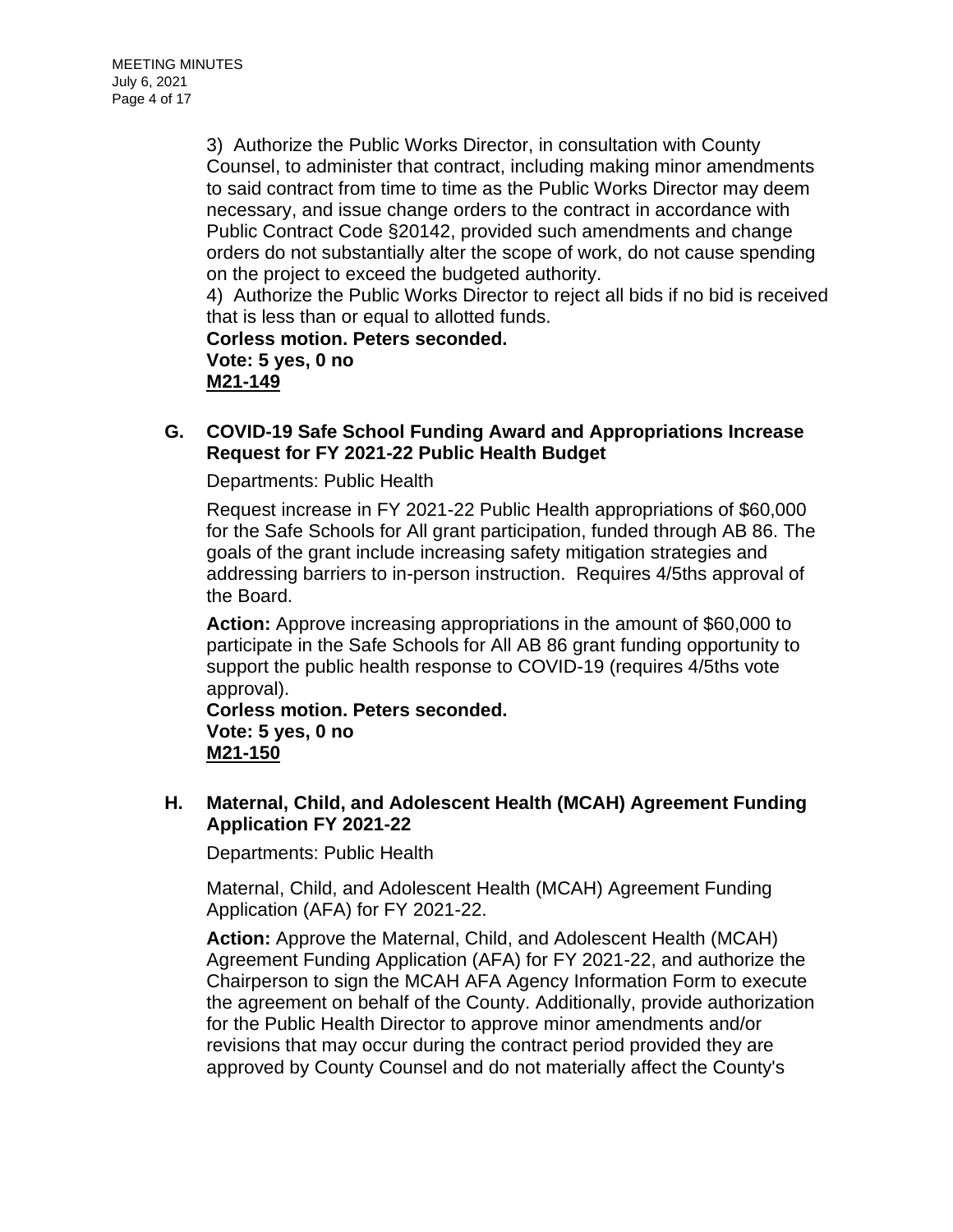3) Authorize the Public Works Director, in consultation with County Counsel, to administer that contract, including making minor amendments to said contract from time to time as the Public Works Director may deem necessary, and issue change orders to the contract in accordance with Public Contract Code §20142, provided such amendments and change orders do not substantially alter the scope of work, do not cause spending on the project to exceed the budgeted authority.

4) Authorize the Public Works Director to reject all bids if no bid is received that is less than or equal to allotted funds.

**Corless motion. Peters seconded.**
**Vote: 5 yes, 0 no**
**M21-149**

### G. COVID-19 Safe School Funding Award and Appropriations Increase Request for FY 2021-22 Public Health Budget

Departments: Public Health

Request increase in FY 2021-22 Public Health appropriations of $60,000 for the Safe Schools for All grant participation, funded through AB 86. The goals of the grant include increasing safety mitigation strategies and addressing barriers to in-person instruction. Requires 4/5ths approval of the Board.

**Action:** Approve increasing appropriations in the amount of $60,000 to participate in the Safe Schools for All AB 86 grant funding opportunity to support the public health response to COVID-19 (requires 4/5ths vote approval).

**Corless motion. Peters seconded.**
**Vote: 5 yes, 0 no**
**M21-150**

### H. Maternal, Child, and Adolescent Health (MCAH) Agreement Funding Application FY 2021-22

Departments: Public Health

Maternal, Child, and Adolescent Health (MCAH) Agreement Funding Application (AFA) for FY 2021-22.

**Action:** Approve the Maternal, Child, and Adolescent Health (MCAH) Agreement Funding Application (AFA) for FY 2021-22, and authorize the Chairperson to sign the MCAH AFA Agency Information Form to execute the agreement on behalf of the County. Additionally, provide authorization for the Public Health Director to approve minor amendments and/or revisions that may occur during the contract period provided they are approved by County Counsel and do not materially affect the County's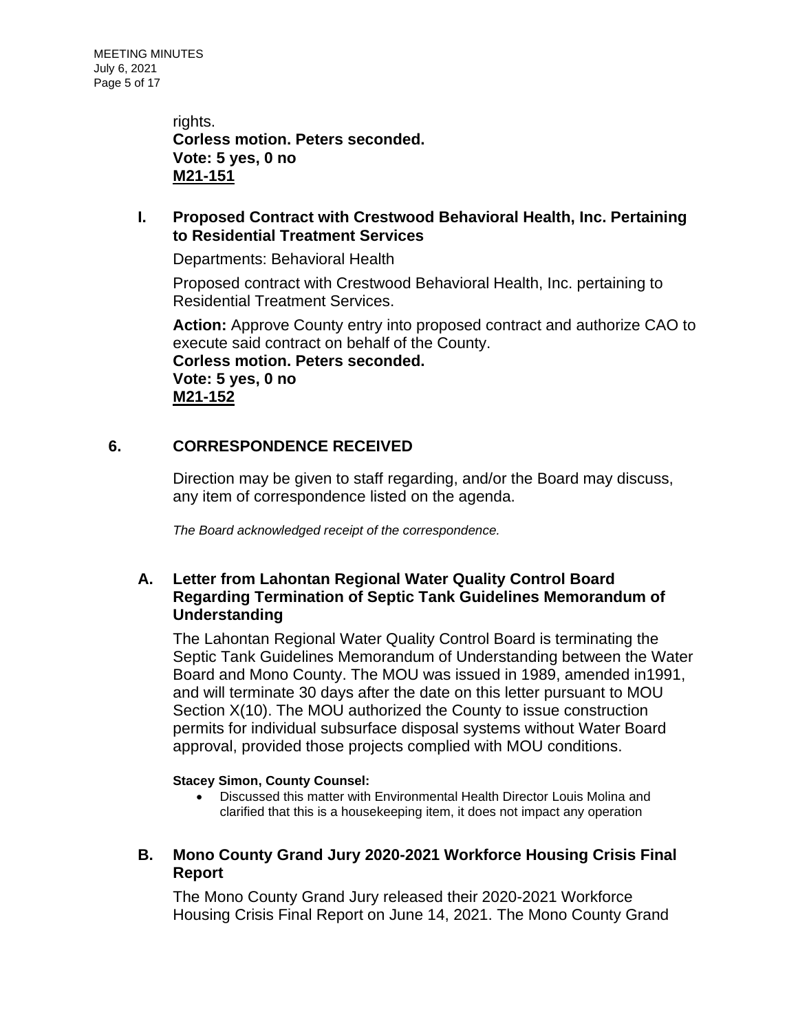rights.
**Corless motion. Peters seconded.**
**Vote: 5 yes, 0 no**
**M21-151**

### I. Proposed Contract with Crestwood Behavioral Health, Inc. Pertaining to Residential Treatment Services

Departments: Behavioral Health

Proposed contract with Crestwood Behavioral Health, Inc. pertaining to Residential Treatment Services.

**Action:** Approve County entry into proposed contract and authorize CAO to execute said contract on behalf of the County.
**Corless motion. Peters seconded.**
**Vote: 5 yes, 0 no**
**M21-152**

## 6. CORRESPONDENCE RECEIVED

Direction may be given to staff regarding, and/or the Board may discuss, any item of correspondence listed on the agenda.

*The Board acknowledged receipt of the correspondence.*

### A. Letter from Lahontan Regional Water Quality Control Board Regarding Termination of Septic Tank Guidelines Memorandum of Understanding

The Lahontan Regional Water Quality Control Board is terminating the Septic Tank Guidelines Memorandum of Understanding between the Water Board and Mono County. The MOU was issued in 1989, amended in1991, and will terminate 30 days after the date on this letter pursuant to MOU Section X(10). The MOU authorized the County to issue construction permits for individual subsurface disposal systems without Water Board approval, provided those projects complied with MOU conditions.

**Stacey Simon, County Counsel:**

- Discussed this matter with Environmental Health Director Louis Molina and clarified that this is a housekeeping item, it does not impact any operation

### B. Mono County Grand Jury 2020-2021 Workforce Housing Crisis Final Report

The Mono County Grand Jury released their 2020-2021 Workforce Housing Crisis Final Report on June 14, 2021. The Mono County Grand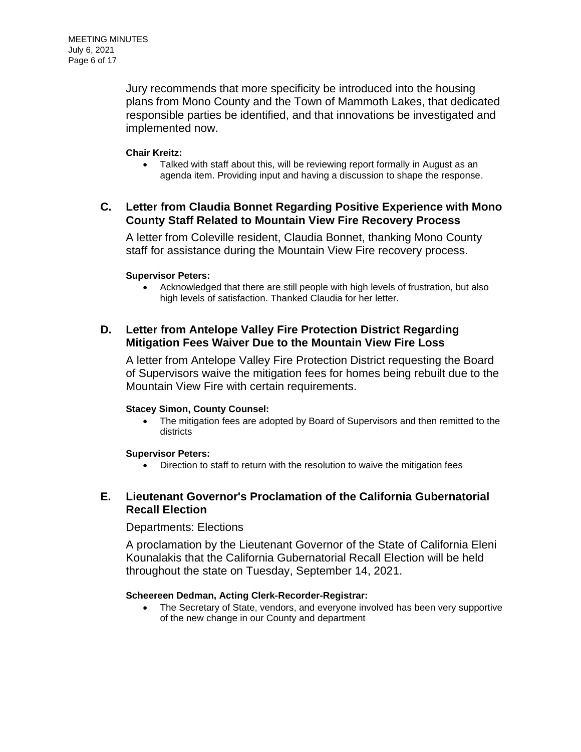Jury recommends that more specificity be introduced into the housing plans from Mono County and the Town of Mammoth Lakes, that dedicated responsible parties be identified, and that innovations be investigated and implemented now.

**Chair Kreitz:**

- Talked with staff about this, will be reviewing report formally in August as an agenda item. Providing input and having a discussion to shape the response.

## C. Letter from Claudia Bonnet Regarding Positive Experience with Mono County Staff Related to Mountain View Fire Recovery Process

A letter from Coleville resident, Claudia Bonnet, thanking Mono County staff for assistance during the Mountain View Fire recovery process.

**Supervisor Peters:**

- Acknowledged that there are still people with high levels of frustration, but also high levels of satisfaction. Thanked Claudia for her letter.

## D. Letter from Antelope Valley Fire Protection District Regarding Mitigation Fees Waiver Due to the Mountain View Fire Loss

A letter from Antelope Valley Fire Protection District requesting the Board of Supervisors waive the mitigation fees for homes being rebuilt due to the Mountain View Fire with certain requirements.

**Stacey Simon, County Counsel:**

- The mitigation fees are adopted by Board of Supervisors and then remitted to the districts

**Supervisor Peters:**

- Direction to staff to return with the resolution to waive the mitigation fees

## E. Lieutenant Governor's Proclamation of the California Gubernatorial Recall Election

Departments: Elections

A proclamation by the Lieutenant Governor of the State of California Eleni Kounalakis that the California Gubernatorial Recall Election will be held throughout the state on Tuesday, September 14, 2021.

**Scheereen Dedman, Acting Clerk-Recorder-Registrar:**

- The Secretary of State, vendors, and everyone involved has been very supportive of the new change in our County and department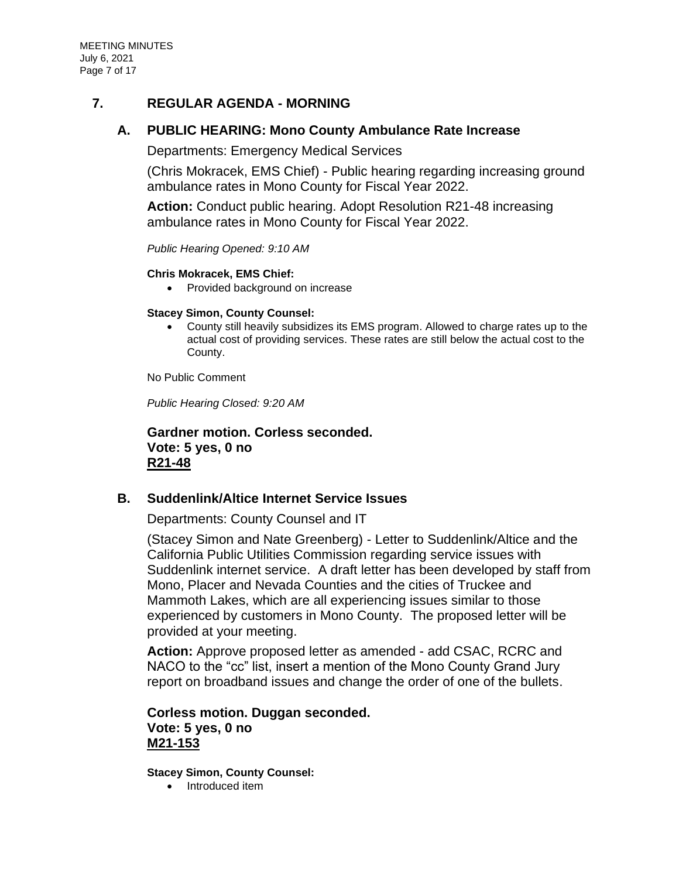## 7. REGULAR AGENDA - MORNING

### A. PUBLIC HEARING: Mono County Ambulance Rate Increase

Departments: Emergency Medical Services

(Chris Mokracek, EMS Chief) - Public hearing regarding increasing ground ambulance rates in Mono County for Fiscal Year 2022.

**Action:** Conduct public hearing. Adopt Resolution R21-48 increasing ambulance rates in Mono County for Fiscal Year 2022.

*Public Hearing Opened: 9:10 AM*

**Chris Mokracek, EMS Chief:**

- Provided background on increase

**Stacey Simon, County Counsel:**

- County still heavily subsidizes its EMS program. Allowed to charge rates up to the actual cost of providing services. These rates are still below the actual cost to the County.

No Public Comment

*Public Hearing Closed: 9:20 AM*

**Gardner motion. Corless seconded.**
**Vote: 5 yes, 0 no**
**R21-48**

### B. Suddenlink/Altice Internet Service Issues

Departments: County Counsel and IT

(Stacey Simon and Nate Greenberg) - Letter to Suddenlink/Altice and the California Public Utilities Commission regarding service issues with Suddenlink internet service. A draft letter has been developed by staff from Mono, Placer and Nevada Counties and the cities of Truckee and Mammoth Lakes, which are all experiencing issues similar to those experienced by customers in Mono County. The proposed letter will be provided at your meeting.

**Action:** Approve proposed letter as amended - add CSAC, RCRC and NACO to the "cc" list, insert a mention of the Mono County Grand Jury report on broadband issues and change the order of one of the bullets.

**Corless motion. Duggan seconded.**
**Vote: 5 yes, 0 no**
**M21-153**

**Stacey Simon, County Counsel:**

- Introduced item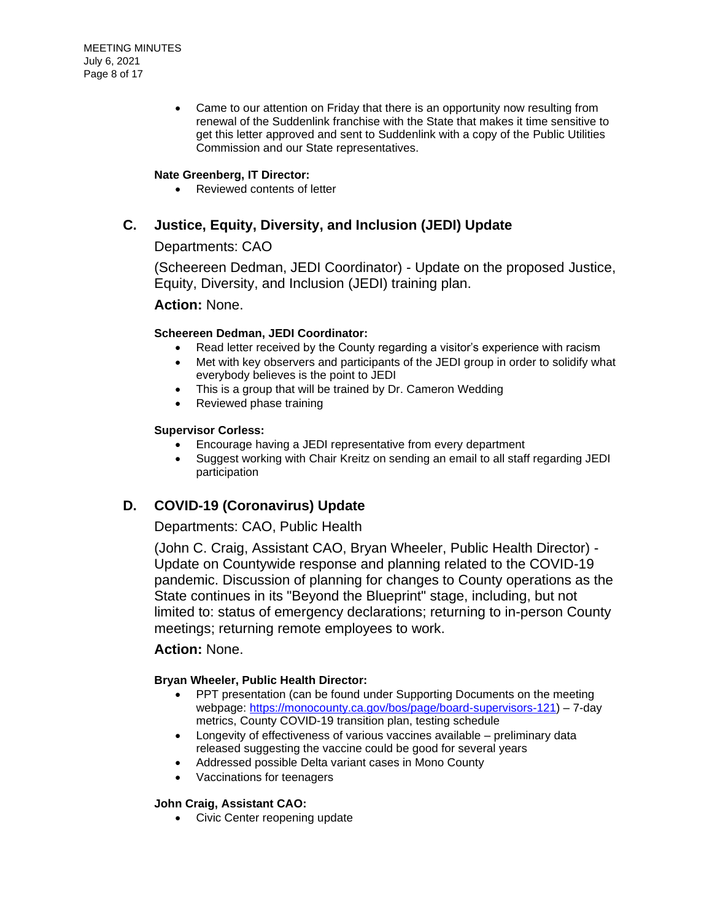- Came to our attention on Friday that there is an opportunity now resulting from renewal of the Suddenlink franchise with the State that makes it time sensitive to get this letter approved and sent to Suddenlink with a copy of the Public Utilities Commission and our State representatives.

**Nate Greenberg, IT Director:**

- Reviewed contents of letter

## C. Justice, Equity, Diversity, and Inclusion (JEDI) Update

Departments: CAO

(Scheereen Dedman, JEDI Coordinator) - Update on the proposed Justice, Equity, Diversity, and Inclusion (JEDI) training plan.

**Action:** None.

**Scheereen Dedman, JEDI Coordinator:**

- Read letter received by the County regarding a visitor's experience with racism
- Met with key observers and participants of the JEDI group in order to solidify what everybody believes is the point to JEDI
- This is a group that will be trained by Dr. Cameron Wedding
- Reviewed phase training

**Supervisor Corless:**

- Encourage having a JEDI representative from every department
- Suggest working with Chair Kreitz on sending an email to all staff regarding JEDI participation

## D. COVID-19 (Coronavirus) Update

Departments: CAO, Public Health

(John C. Craig, Assistant CAO, Bryan Wheeler, Public Health Director) - Update on Countywide response and planning related to the COVID-19 pandemic. Discussion of planning for changes to County operations as the State continues in its "Beyond the Blueprint" stage, including, but not limited to: status of emergency declarations; returning to in-person County meetings; returning remote employees to work.

**Action:** None.

**Bryan Wheeler, Public Health Director:**

- PPT presentation (can be found under Supporting Documents on the meeting webpage: [https://monocounty.ca.gov/bos/page/board-supervisors-121](https://monocounty.ca.gov/bos/page/board-supervisors-121)) – 7-day metrics, County COVID-19 transition plan, testing schedule
- Longevity of effectiveness of various vaccines available – preliminary data released suggesting the vaccine could be good for several years
- Addressed possible Delta variant cases in Mono County
- Vaccinations for teenagers

**John Craig, Assistant CAO:**

- Civic Center reopening update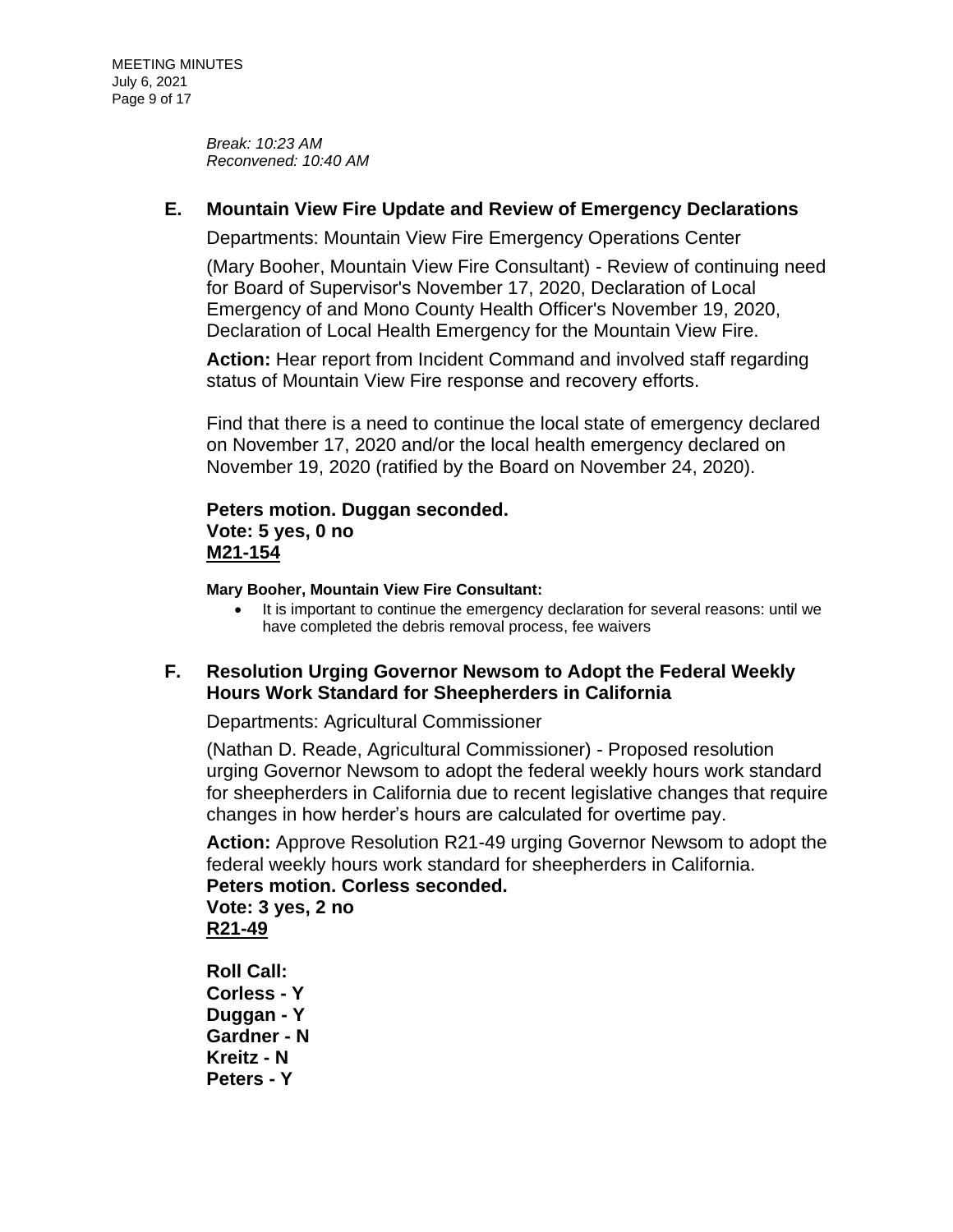*Break: 10:23 AM*
*Reconvened: 10:40 AM*

## E. Mountain View Fire Update and Review of Emergency Declarations

Departments: Mountain View Fire Emergency Operations Center

(Mary Booher, Mountain View Fire Consultant) - Review of continuing need for Board of Supervisor's November 17, 2020, Declaration of Local Emergency of and Mono County Health Officer's November 19, 2020, Declaration of Local Health Emergency for the Mountain View Fire.

**Action:** Hear report from Incident Command and involved staff regarding status of Mountain View Fire response and recovery efforts.

Find that there is a need to continue the local state of emergency declared on November 17, 2020 and/or the local health emergency declared on November 19, 2020 (ratified by the Board on November 24, 2020).

**Peters motion. Duggan seconded.**
**Vote: 5 yes, 0 no**
**M21-154**

**Mary Booher, Mountain View Fire Consultant:**

- It is important to continue the emergency declaration for several reasons: until we have completed the debris removal process, fee waivers

## F. Resolution Urging Governor Newsom to Adopt the Federal Weekly Hours Work Standard for Sheepherders in California

Departments: Agricultural Commissioner

(Nathan D. Reade, Agricultural Commissioner) - Proposed resolution urging Governor Newsom to adopt the federal weekly hours work standard for sheepherders in California due to recent legislative changes that require changes in how herder's hours are calculated for overtime pay.

**Action:** Approve Resolution R21-49 urging Governor Newsom to adopt the federal weekly hours work standard for sheepherders in California.
**Peters motion. Corless seconded.**
**Vote: 3 yes, 2 no**
**R21-49**

**Roll Call:**
**Corless - Y**
**Duggan - Y**
**Gardner - N**
**Kreitz - N**
**Peters - Y**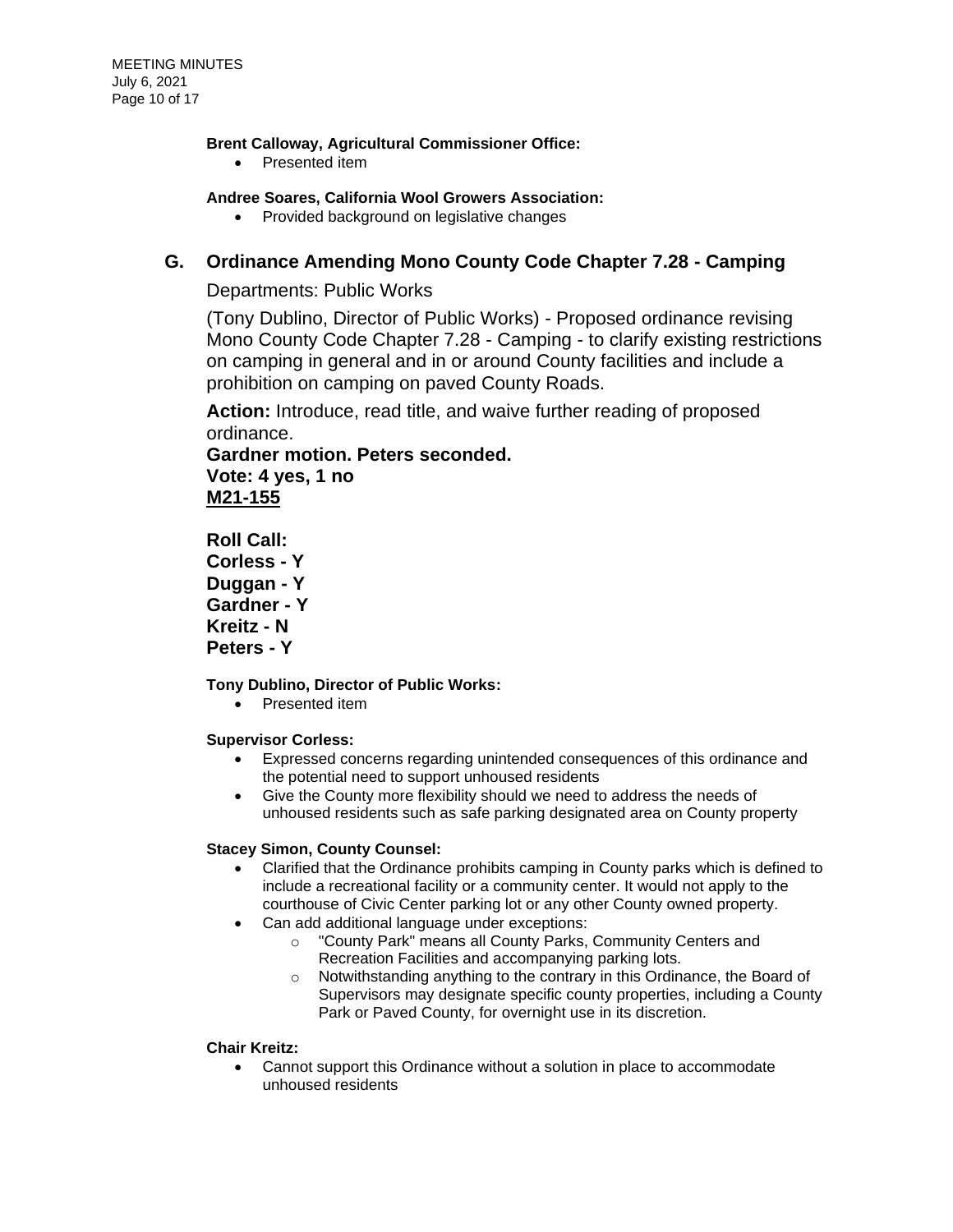**Brent Calloway, Agricultural Commissioner Office:**

- Presented item

**Andree Soares, California Wool Growers Association:**

- Provided background on legislative changes

## G. Ordinance Amending Mono County Code Chapter 7.28 - Camping

Departments: Public Works

(Tony Dublino, Director of Public Works) - Proposed ordinance revising Mono County Code Chapter 7.28 - Camping - to clarify existing restrictions on camping in general and in or around County facilities and include a prohibition on camping on paved County Roads.

**Action:** Introduce, read title, and waive further reading of proposed ordinance.

**Gardner motion. Peters seconded.**
**Vote: 4 yes, 1 no**
**<u>M21-155</u>**

**Roll Call:**
**Corless - Y**
**Duggan - Y**
**Gardner - Y**
**Kreitz - N**
**Peters - Y**

**Tony Dublino, Director of Public Works:**

- Presented item

**Supervisor Corless:**

- Expressed concerns regarding unintended consequences of this ordinance and the potential need to support unhoused residents
- Give the County more flexibility should we need to address the needs of unhoused residents such as safe parking designated area on County property

**Stacey Simon, County Counsel:**

- Clarified that the Ordinance prohibits camping in County parks which is defined to include a recreational facility or a community center. It would not apply to the courthouse of Civic Center parking lot or any other County owned property.
- Can add additional language under exceptions:
  - "County Park" means all County Parks, Community Centers and Recreation Facilities and accompanying parking lots.
  - Notwithstanding anything to the contrary in this Ordinance, the Board of Supervisors may designate specific county properties, including a County Park or Paved County, for overnight use in its discretion.

**Chair Kreitz:**

- Cannot support this Ordinance without a solution in place to accommodate unhoused residents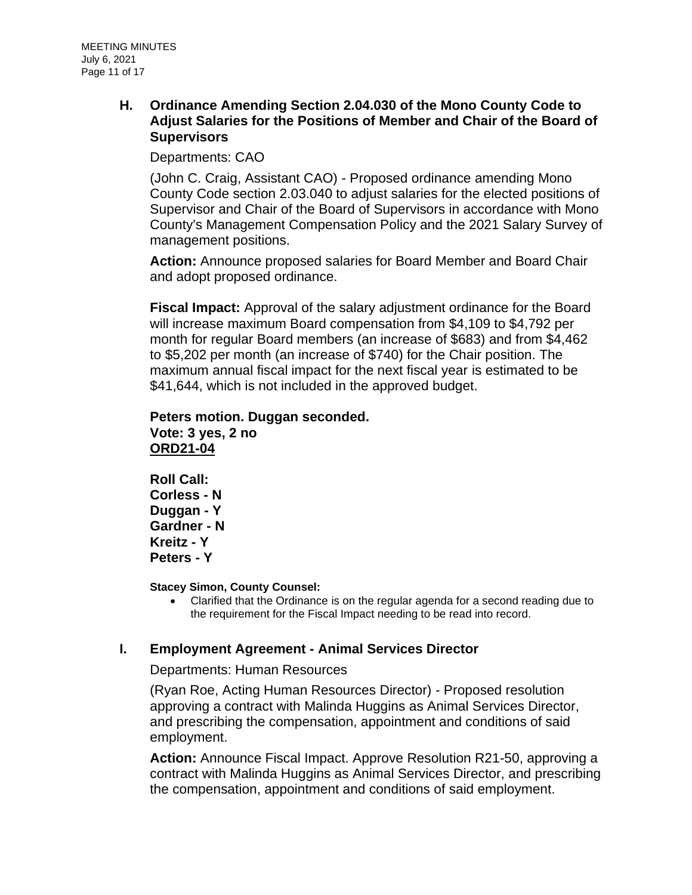## H. Ordinance Amending Section 2.04.030 of the Mono County Code to Adjust Salaries for the Positions of Member and Chair of the Board of Supervisors

Departments: CAO

(John C. Craig, Assistant CAO) - Proposed ordinance amending Mono County Code section 2.03.040 to adjust salaries for the elected positions of Supervisor and Chair of the Board of Supervisors in accordance with Mono County's Management Compensation Policy and the 2021 Salary Survey of management positions.

**Action:** Announce proposed salaries for Board Member and Board Chair and adopt proposed ordinance.

**Fiscal Impact:** Approval of the salary adjustment ordinance for the Board will increase maximum Board compensation from $4,109 to $4,792 per month for regular Board members (an increase of $683) and from $4,462 to $5,202 per month (an increase of $740) for the Chair position. The maximum annual fiscal impact for the next fiscal year is estimated to be $41,644, which is not included in the approved budget.

**Peters motion. Duggan seconded.**
**Vote: 3 yes, 2 no**
**ORD21-04**

**Roll Call:**
**Corless - N**
**Duggan - Y**
**Gardner - N**
**Kreitz - Y**
**Peters - Y**

**Stacey Simon, County Counsel:**

- Clarified that the Ordinance is on the regular agenda for a second reading due to the requirement for the Fiscal Impact needing to be read into record.

## I. Employment Agreement - Animal Services Director

Departments: Human Resources

(Ryan Roe, Acting Human Resources Director) - Proposed resolution approving a contract with Malinda Huggins as Animal Services Director, and prescribing the compensation, appointment and conditions of said employment.

**Action:** Announce Fiscal Impact. Approve Resolution R21-50, approving a contract with Malinda Huggins as Animal Services Director, and prescribing the compensation, appointment and conditions of said employment.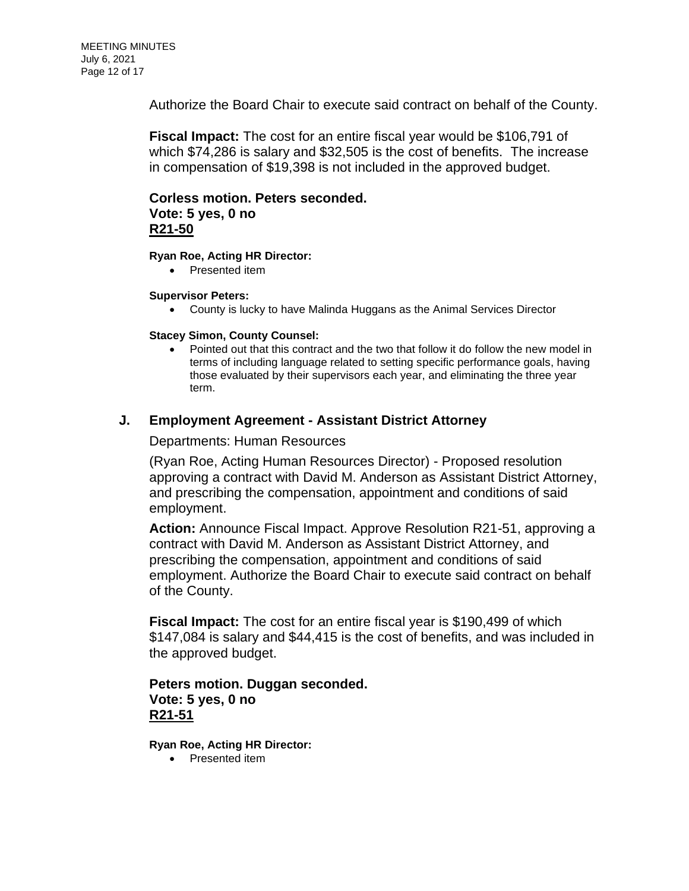Authorize the Board Chair to execute said contract on behalf of the County.

**Fiscal Impact:** The cost for an entire fiscal year would be $106,791 of which $74,286 is salary and $32,505 is the cost of benefits. The increase in compensation of $19,398 is not included in the approved budget.

**Corless motion. Peters seconded.**
**Vote: 5 yes, 0 no**
**R21-50**

**Ryan Roe, Acting HR Director:**

- Presented item

**Supervisor Peters:**

- County is lucky to have Malinda Huggans as the Animal Services Director

**Stacey Simon, County Counsel:**

- Pointed out that this contract and the two that follow it do follow the new model in terms of including language related to setting specific performance goals, having those evaluated by their supervisors each year, and eliminating the three year term.

## J. Employment Agreement - Assistant District Attorney

Departments: Human Resources

(Ryan Roe, Acting Human Resources Director) - Proposed resolution approving a contract with David M. Anderson as Assistant District Attorney, and prescribing the compensation, appointment and conditions of said employment.

**Action:** Announce Fiscal Impact. Approve Resolution R21-51, approving a contract with David M. Anderson as Assistant District Attorney, and prescribing the compensation, appointment and conditions of said employment. Authorize the Board Chair to execute said contract on behalf of the County.

**Fiscal Impact:** The cost for an entire fiscal year is $190,499 of which $147,084 is salary and $44,415 is the cost of benefits, and was included in the approved budget.

**Peters motion. Duggan seconded.**
**Vote: 5 yes, 0 no**
**R21-51**

**Ryan Roe, Acting HR Director:**

- Presented item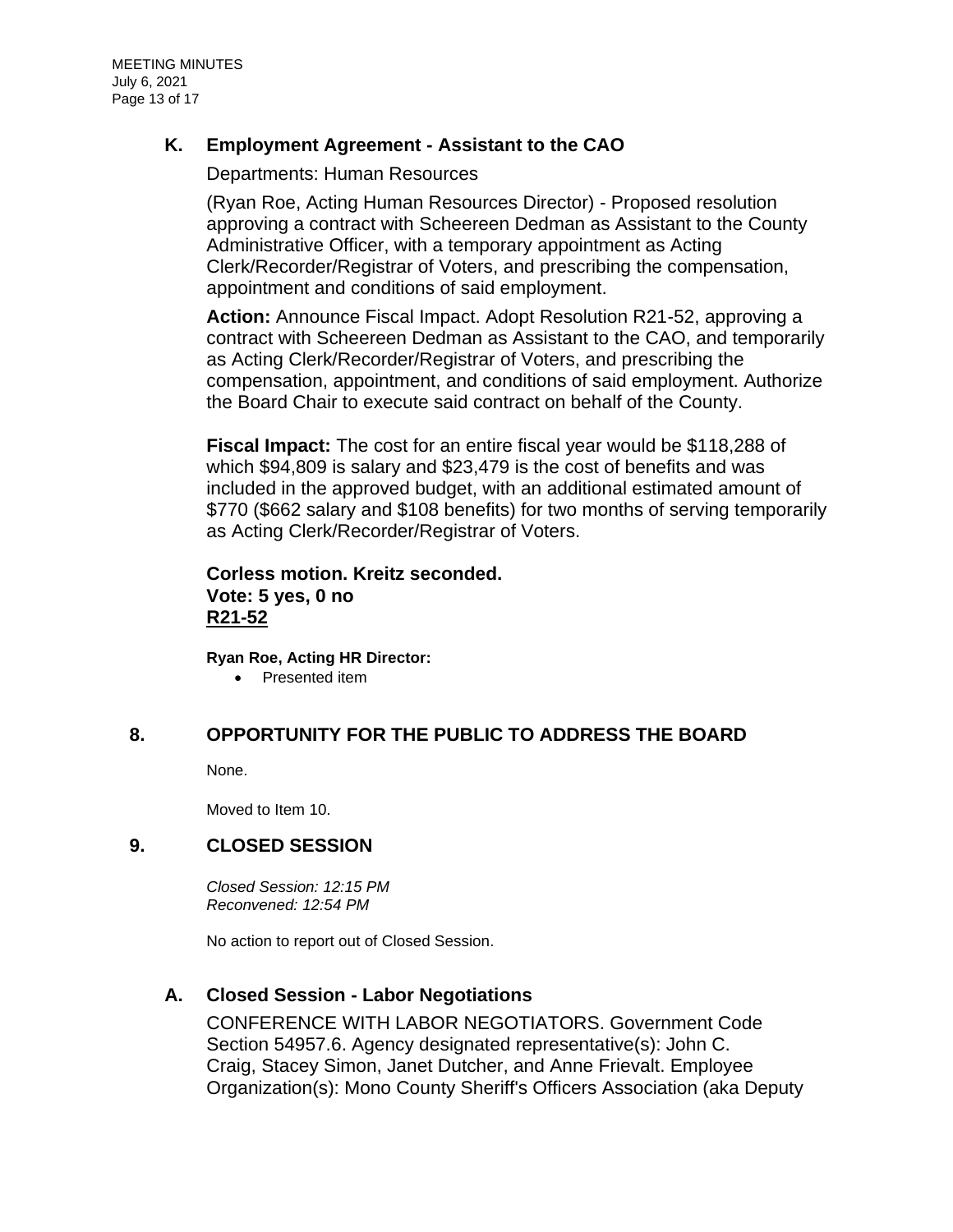### K. Employment Agreement - Assistant to the CAO

Departments: Human Resources

(Ryan Roe, Acting Human Resources Director) - Proposed resolution approving a contract with Scheereen Dedman as Assistant to the County Administrative Officer, with a temporary appointment as Acting Clerk/Recorder/Registrar of Voters, and prescribing the compensation, appointment and conditions of said employment.

**Action:** Announce Fiscal Impact. Adopt Resolution R21-52, approving a contract with Scheereen Dedman as Assistant to the CAO, and temporarily as Acting Clerk/Recorder/Registrar of Voters, and prescribing the compensation, appointment, and conditions of said employment. Authorize the Board Chair to execute said contract on behalf of the County.

**Fiscal Impact:** The cost for an entire fiscal year would be $118,288 of which $94,809 is salary and $23,479 is the cost of benefits and was included in the approved budget, with an additional estimated amount of $770 ($662 salary and $108 benefits) for two months of serving temporarily as Acting Clerk/Recorder/Registrar of Voters.

**Corless motion. Kreitz seconded.**
**Vote: 5 yes, 0 no**
**R21-52**

**Ryan Roe, Acting HR Director:**

- Presented item

## 8. OPPORTUNITY FOR THE PUBLIC TO ADDRESS THE BOARD

None.

Moved to Item 10.

## 9. CLOSED SESSION

*Closed Session: 12:15 PM*
*Reconvened: 12:54 PM*

No action to report out of Closed Session.

### A. Closed Session - Labor Negotiations

CONFERENCE WITH LABOR NEGOTIATORS. Government Code Section 54957.6. Agency designated representative(s): John C. Craig, Stacey Simon, Janet Dutcher, and Anne Frievalt. Employee Organization(s): Mono County Sheriff's Officers Association (aka Deputy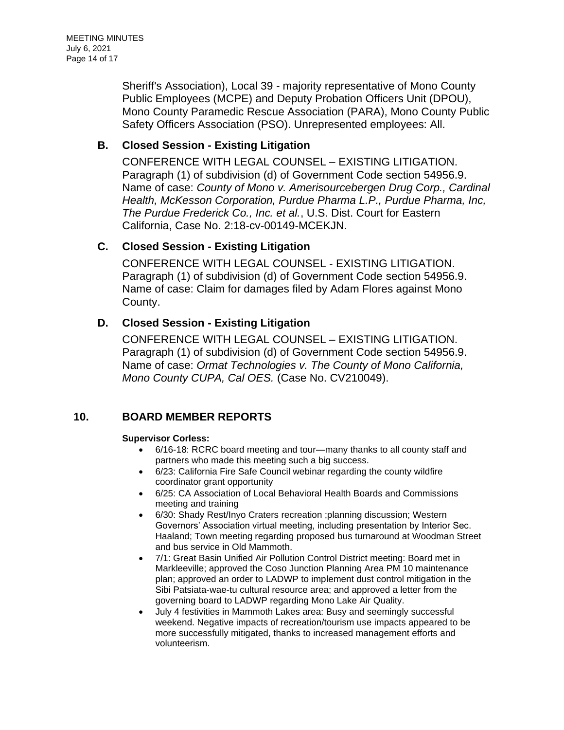Sheriff's Association), Local 39 - majority representative of Mono County Public Employees (MCPE) and Deputy Probation Officers Unit (DPOU), Mono County Paramedic Rescue Association (PARA), Mono County Public Safety Officers Association (PSO). Unrepresented employees: All.

### B. Closed Session - Existing Litigation

CONFERENCE WITH LEGAL COUNSEL – EXISTING LITIGATION. Paragraph (1) of subdivision (d) of Government Code section 54956.9. Name of case: *County of Mono v. Amerisourcebergen Drug Corp., Cardinal Health, McKesson Corporation, Purdue Pharma L.P., Purdue Pharma, Inc, The Purdue Frederick Co., Inc. et al.*, U.S. Dist. Court for Eastern California, Case No. 2:18-cv-00149-MCEKJN.

### C. Closed Session - Existing Litigation

CONFERENCE WITH LEGAL COUNSEL - EXISTING LITIGATION. Paragraph (1) of subdivision (d) of Government Code section 54956.9. Name of case: Claim for damages filed by Adam Flores against Mono County.

### D. Closed Session - Existing Litigation

CONFERENCE WITH LEGAL COUNSEL – EXISTING LITIGATION. Paragraph (1) of subdivision (d) of Government Code section 54956.9. Name of case: *Ormat Technologies v. The County of Mono California, Mono County CUPA, Cal OES.* (Case No. CV210049).

## 10. BOARD MEMBER REPORTS

**Supervisor Corless:**

- 6/16-18: RCRC board meeting and tour—many thanks to all county staff and partners who made this meeting such a big success.
- 6/23: California Fire Safe Council webinar regarding the county wildfire coordinator grant opportunity
- 6/25: CA Association of Local Behavioral Health Boards and Commissions meeting and training
- 6/30: Shady Rest/Inyo Craters recreation ;planning discussion; Western Governors' Association virtual meeting, including presentation by Interior Sec. Haaland; Town meeting regarding proposed bus turnaround at Woodman Street and bus service in Old Mammoth.
- 7/1: Great Basin Unified Air Pollution Control District meeting: Board met in Markleeville; approved the Coso Junction Planning Area PM 10 maintenance plan; approved an order to LADWP to implement dust control mitigation in the Sibi Patsiata-wae-tu cultural resource area; and approved a letter from the governing board to LADWP regarding Mono Lake Air Quality.
- July 4 festivities in Mammoth Lakes area: Busy and seemingly successful weekend. Negative impacts of recreation/tourism use impacts appeared to be more successfully mitigated, thanks to increased management efforts and volunteerism.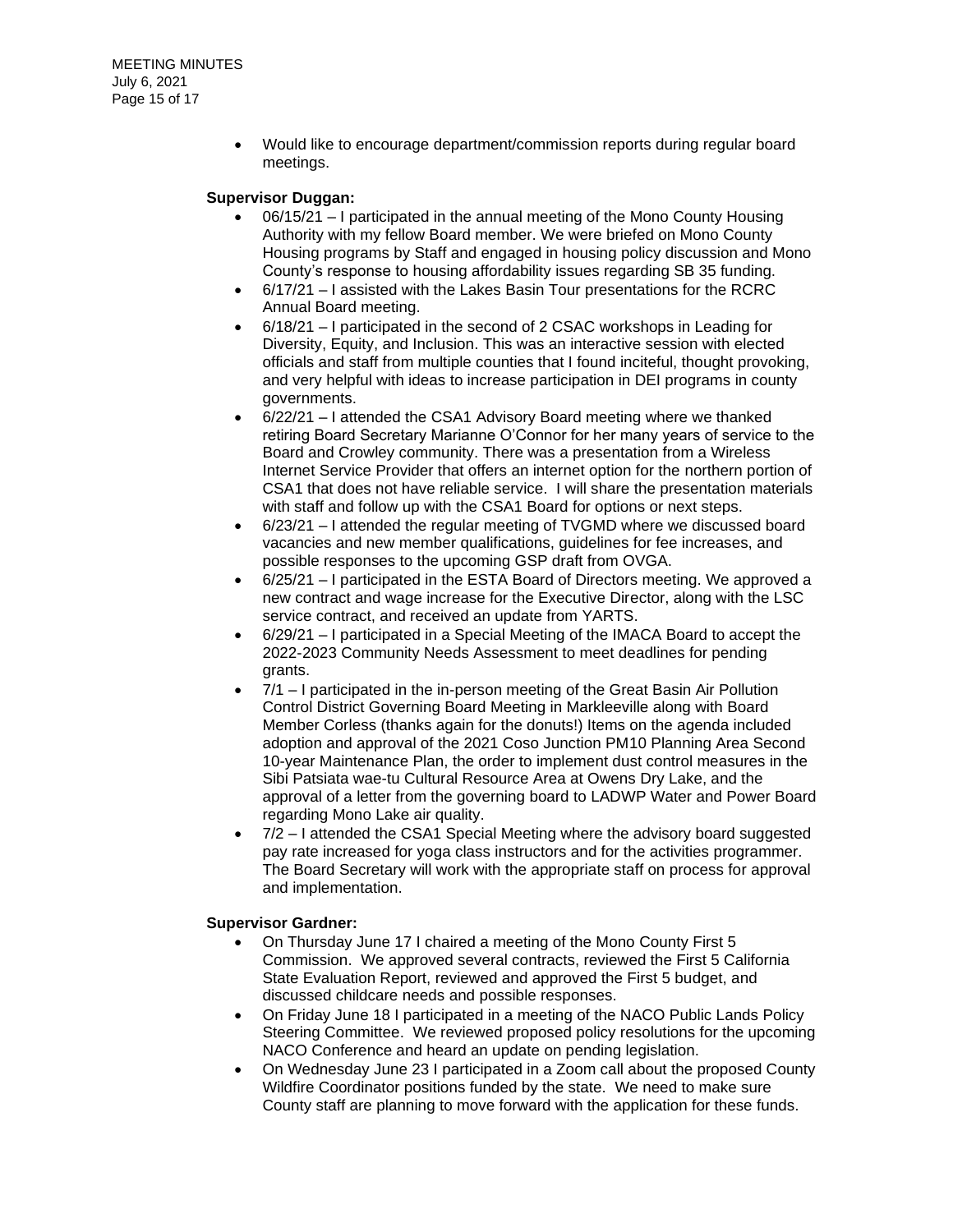- Would like to encourage department/commission reports during regular board meetings.

**Supervisor Duggan:**

- 06/15/21 – I participated in the annual meeting of the Mono County Housing Authority with my fellow Board member. We were briefed on Mono County Housing programs by Staff and engaged in housing policy discussion and Mono County's response to housing affordability issues regarding SB 35 funding.
- 6/17/21 – I assisted with the Lakes Basin Tour presentations for the RCRC Annual Board meeting.
- 6/18/21 – I participated in the second of 2 CSAC workshops in Leading for Diversity, Equity, and Inclusion. This was an interactive session with elected officials and staff from multiple counties that I found inciteful, thought provoking, and very helpful with ideas to increase participation in DEI programs in county governments.
- 6/22/21 – I attended the CSA1 Advisory Board meeting where we thanked retiring Board Secretary Marianne O'Connor for her many years of service to the Board and Crowley community. There was a presentation from a Wireless Internet Service Provider that offers an internet option for the northern portion of CSA1 that does not have reliable service. I will share the presentation materials with staff and follow up with the CSA1 Board for options or next steps.
- 6/23/21 – I attended the regular meeting of TVGMD where we discussed board vacancies and new member qualifications, guidelines for fee increases, and possible responses to the upcoming GSP draft from OVGA.
- 6/25/21 – I participated in the ESTA Board of Directors meeting. We approved a new contract and wage increase for the Executive Director, along with the LSC service contract, and received an update from YARTS.
- 6/29/21 – I participated in a Special Meeting of the IMACA Board to accept the 2022-2023 Community Needs Assessment to meet deadlines for pending grants.
- 7/1 – I participated in the in-person meeting of the Great Basin Air Pollution Control District Governing Board Meeting in Markleeville along with Board Member Corless (thanks again for the donuts!) Items on the agenda included adoption and approval of the 2021 Coso Junction PM10 Planning Area Second 10-year Maintenance Plan, the order to implement dust control measures in the Sibi Patsiata wae-tu Cultural Resource Area at Owens Dry Lake, and the approval of a letter from the governing board to LADWP Water and Power Board regarding Mono Lake air quality.
- 7/2 – I attended the CSA1 Special Meeting where the advisory board suggested pay rate increased for yoga class instructors and for the activities programmer. The Board Secretary will work with the appropriate staff on process for approval and implementation.

**Supervisor Gardner:**

- On Thursday June 17 I chaired a meeting of the Mono County First 5 Commission. We approved several contracts, reviewed the First 5 California State Evaluation Report, reviewed and approved the First 5 budget, and discussed childcare needs and possible responses.
- On Friday June 18 I participated in a meeting of the NACO Public Lands Policy Steering Committee. We reviewed proposed policy resolutions for the upcoming NACO Conference and heard an update on pending legislation.
- On Wednesday June 23 I participated in a Zoom call about the proposed County Wildfire Coordinator positions funded by the state. We need to make sure County staff are planning to move forward with the application for these funds.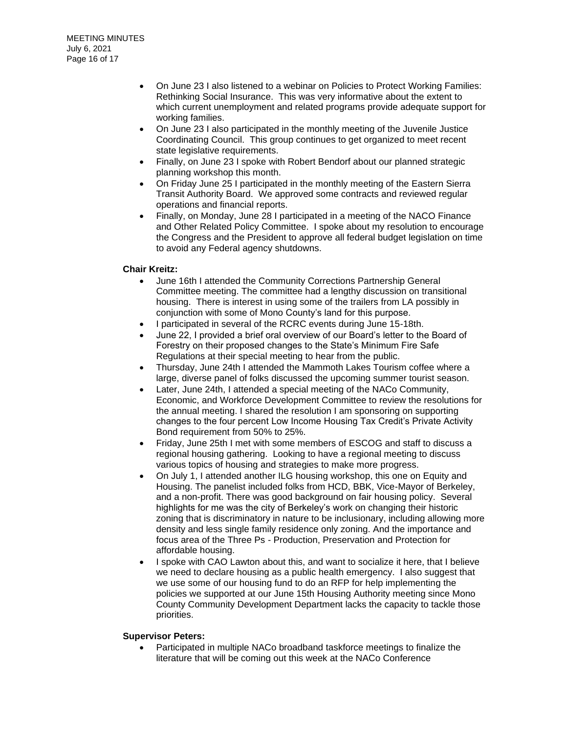- On June 23 I also listened to a webinar on Policies to Protect Working Families: Rethinking Social Insurance. This was very informative about the extent to which current unemployment and related programs provide adequate support for working families.
- On June 23 I also participated in the monthly meeting of the Juvenile Justice Coordinating Council. This group continues to get organized to meet recent state legislative requirements.
- Finally, on June 23 I spoke with Robert Bendorf about our planned strategic planning workshop this month.
- On Friday June 25 I participated in the monthly meeting of the Eastern Sierra Transit Authority Board. We approved some contracts and reviewed regular operations and financial reports.
- Finally, on Monday, June 28 I participated in a meeting of the NACO Finance and Other Related Policy Committee. I spoke about my resolution to encourage the Congress and the President to approve all federal budget legislation on time to avoid any Federal agency shutdowns.

**Chair Kreitz:**

- June 16th I attended the Community Corrections Partnership General Committee meeting. The committee had a lengthy discussion on transitional housing. There is interest in using some of the trailers from LA possibly in conjunction with some of Mono County's land for this purpose.
- I participated in several of the RCRC events during June 15-18th.
- June 22, I provided a brief oral overview of our Board's letter to the Board of Forestry on their proposed changes to the State's Minimum Fire Safe Regulations at their special meeting to hear from the public.
- Thursday, June 24th I attended the Mammoth Lakes Tourism coffee where a large, diverse panel of folks discussed the upcoming summer tourist season.
- Later, June 24th, I attended a special meeting of the NACo Community, Economic, and Workforce Development Committee to review the resolutions for the annual meeting. I shared the resolution I am sponsoring on supporting changes to the four percent Low Income Housing Tax Credit's Private Activity Bond requirement from 50% to 25%.
- Friday, June 25th I met with some members of ESCOG and staff to discuss a regional housing gathering. Looking to have a regional meeting to discuss various topics of housing and strategies to make more progress.
- On July 1, I attended another ILG housing workshop, this one on Equity and Housing. The panelist included folks from HCD, BBK, Vice-Mayor of Berkeley, and a non-profit. There was good background on fair housing policy. Several highlights for me was the city of Berkeley's work on changing their historic zoning that is discriminatory in nature to be inclusionary, including allowing more density and less single family residence only zoning. And the importance and focus area of the Three Ps - Production, Preservation and Protection for affordable housing.
- I spoke with CAO Lawton about this, and want to socialize it here, that I believe we need to declare housing as a public health emergency. I also suggest that we use some of our housing fund to do an RFP for help implementing the policies we supported at our June 15th Housing Authority meeting since Mono County Community Development Department lacks the capacity to tackle those priorities.

**Supervisor Peters:**

- Participated in multiple NACo broadband taskforce meetings to finalize the literature that will be coming out this week at the NACo Conference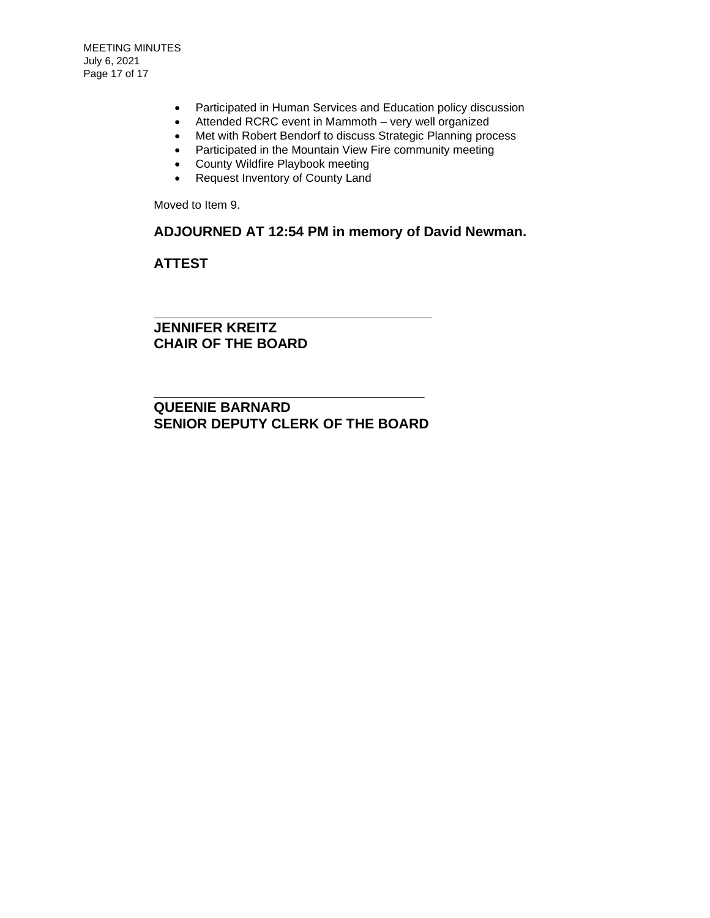- Participated in Human Services and Education policy discussion
- Attended RCRC event in Mammoth – very well organized
- Met with Robert Bendorf to discuss Strategic Planning process
- Participated in the Mountain View Fire community meeting
- County Wildfire Playbook meeting
- Request Inventory of County Land

Moved to Item 9.

**ADJOURNED AT 12:54 PM in memory of David Newman.**

**ATTEST**

\_\_\_\_\_\_\_\_\_\_\_\_\_\_\_\_\_\_\_\_\_\_\_\_\_\_\_\_\_\_\_\_\_\_\_\_\_\_\_\_\_\_

**JENNIFER KREITZ**
**CHAIR OF THE BOARD**

\_\_\_\_\_\_\_\_\_\_\_\_\_\_\_\_\_\_\_\_\_\_\_\_\_\_\_\_\_\_\_\_\_\_\_\_\_\_\_\_\_

**QUEENIE BARNARD**
**SENIOR DEPUTY CLERK OF THE BOARD**